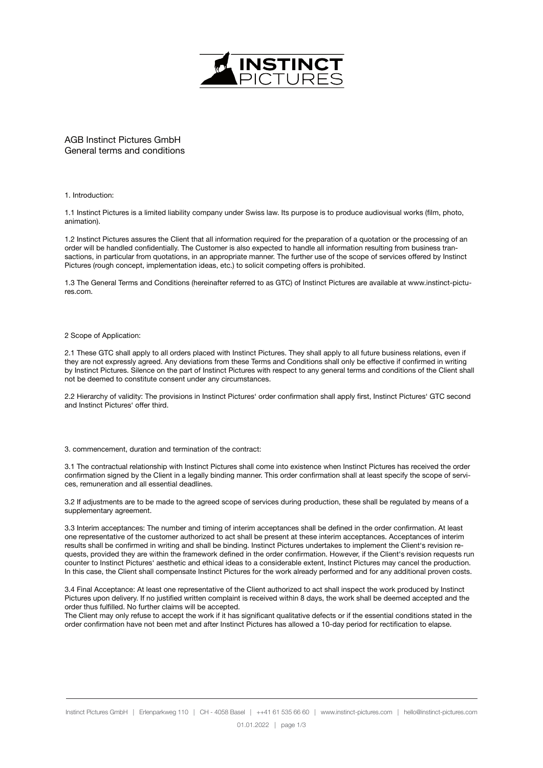# AGB Instinct Pictures GmbH
General terms and conditions

## 1. Introduction:

1.1 Instinct Pictures is a limited liability company under Swiss law. Its purpose is to produce audiovisual works (film, photo, animation).

1.2 Instinct Pictures assures the Client that all information required for the preparation of a quotation or the processing of an order will be handled confidentially. The Customer is also expected to handle all information resulting from business transactions, in particular from quotations, in an appropriate manner. The further use of the scope of services offered by Instinct Pictures (rough concept, implementation ideas, etc.) to solicit competing offers is prohibited.

1.3 The General Terms and Conditions (hereinafter referred to as GTC) of Instinct Pictures are available at www.instinct-pictures.com.

## 2 Scope of Application:

2.1 These GTC shall apply to all orders placed with Instinct Pictures. They shall apply to all future business relations, even if they are not expressly agreed. Any deviations from these Terms and Conditions shall only be effective if confirmed in writing by Instinct Pictures. Silence on the part of Instinct Pictures with respect to any general terms and conditions of the Client shall not be deemed to constitute consent under any circumstances.

2.2 Hierarchy of validity: The provisions in Instinct Pictures' order confirmation shall apply first, Instinct Pictures' GTC second and Instinct Pictures' offer third.

## 3. commencement, duration and termination of the contract:

3.1 The contractual relationship with Instinct Pictures shall come into existence when Instinct Pictures has received the order confirmation signed by the Client in a legally binding manner. This order confirmation shall at least specify the scope of services, remuneration and all essential deadlines.

3.2 If adjustments are to be made to the agreed scope of services during production, these shall be regulated by means of a supplementary agreement.

3.3 Interim acceptances: The number and timing of interim acceptances shall be defined in the order confirmation. At least one representative of the customer authorized to act shall be present at these interim acceptances. Acceptances of interim results shall be confirmed in writing and shall be binding. Instinct Pictures undertakes to implement the Client's revision requests, provided they are within the framework defined in the order confirmation. However, if the Client's revision requests run counter to Instinct Pictures' aesthetic and ethical ideas to a considerable extent, Instinct Pictures may cancel the production. In this case, the Client shall compensate Instinct Pictures for the work already performed and for any additional proven costs.

3.4 Final Acceptance: At least one representative of the Client authorized to act shall inspect the work produced by Instinct Pictures upon delivery. If no justified written complaint is received within 8 days, the work shall be deemed accepted and the order thus fulfilled. No further claims will be accepted.
The Client may only refuse to accept the work if it has significant qualitative defects or if the essential conditions stated in the order confirmation have not been met and after Instinct Pictures has allowed a 10-day period for rectification to elapse.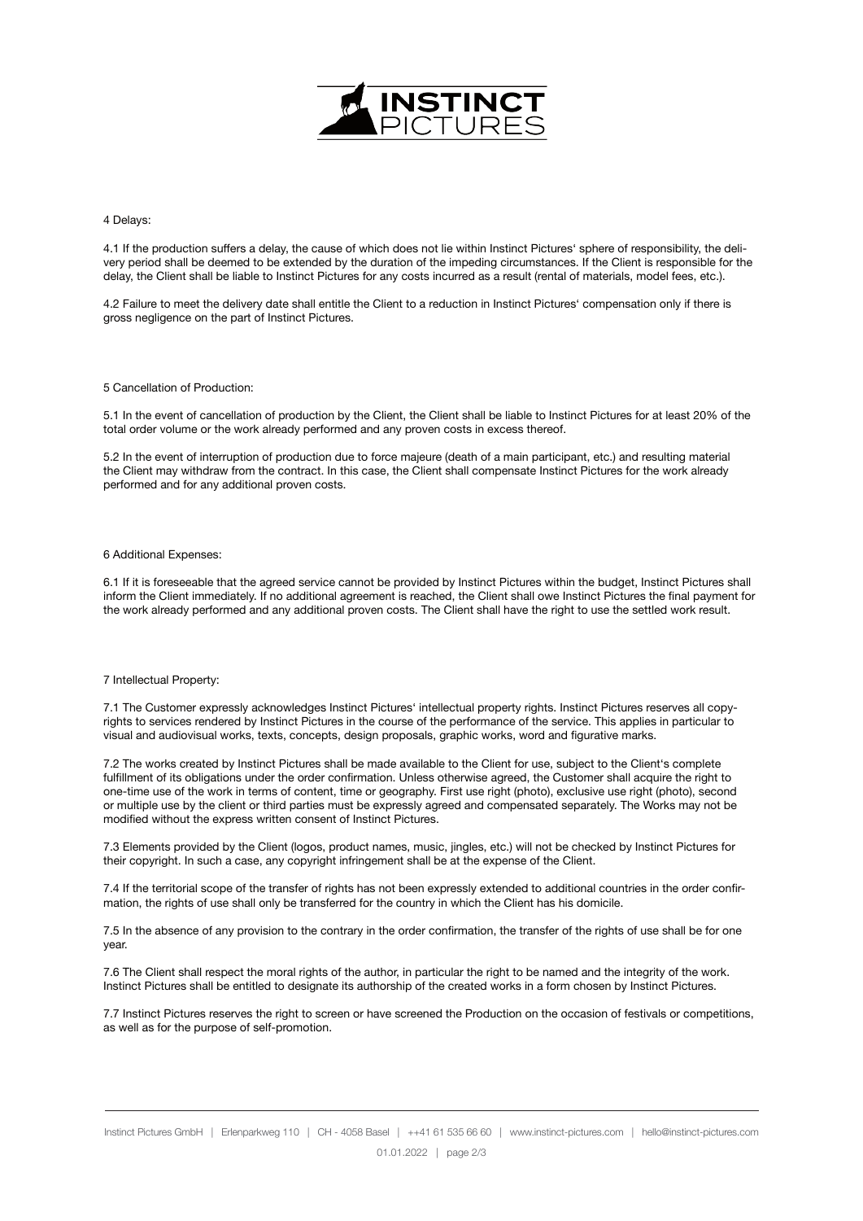## 4 Delays:

4.1 If the production suffers a delay, the cause of which does not lie within Instinct Pictures' sphere of responsibility, the delivery period shall be deemed to be extended by the duration of the impeding circumstances. If the Client is responsible for the delay, the Client shall be liable to Instinct Pictures for any costs incurred as a result (rental of materials, model fees, etc.).

4.2 Failure to meet the delivery date shall entitle the Client to a reduction in Instinct Pictures' compensation only if there is gross negligence on the part of Instinct Pictures.

## 5 Cancellation of Production:

5.1 In the event of cancellation of production by the Client, the Client shall be liable to Instinct Pictures for at least 20% of the total order volume or the work already performed and any proven costs in excess thereof.

5.2 In the event of interruption of production due to force majeure (death of a main participant, etc.) and resulting material the Client may withdraw from the contract. In this case, the Client shall compensate Instinct Pictures for the work already performed and for any additional proven costs.

## 6 Additional Expenses:

6.1 If it is foreseeable that the agreed service cannot be provided by Instinct Pictures within the budget, Instinct Pictures shall inform the Client immediately. If no additional agreement is reached, the Client shall owe Instinct Pictures the final payment for the work already performed and any additional proven costs. The Client shall have the right to use the settled work result.

## 7 Intellectual Property:

7.1 The Customer expressly acknowledges Instinct Pictures' intellectual property rights. Instinct Pictures reserves all copyrights to services rendered by Instinct Pictures in the course of the performance of the service. This applies in particular to visual and audiovisual works, texts, concepts, design proposals, graphic works, word and figurative marks.

7.2 The works created by Instinct Pictures shall be made available to the Client for use, subject to the Client's complete fulfillment of its obligations under the order confirmation. Unless otherwise agreed, the Customer shall acquire the right to one-time use of the work in terms of content, time or geography. First use right (photo), exclusive use right (photo), second or multiple use by the client or third parties must be expressly agreed and compensated separately. The Works may not be modified without the express written consent of Instinct Pictures.

7.3 Elements provided by the Client (logos, product names, music, jingles, etc.) will not be checked by Instinct Pictures for their copyright. In such a case, any copyright infringement shall be at the expense of the Client.

7.4 If the territorial scope of the transfer of rights has not been expressly extended to additional countries in the order confirmation, the rights of use shall only be transferred for the country in which the Client has his domicile.

7.5 In the absence of any provision to the contrary in the order confirmation, the transfer of the rights of use shall be for one year.

7.6 The Client shall respect the moral rights of the author, in particular the right to be named and the integrity of the work. Instinct Pictures shall be entitled to designate its authorship of the created works in a form chosen by Instinct Pictures.

7.7 Instinct Pictures reserves the right to screen or have screened the Production on the occasion of festivals or competitions, as well as for the purpose of self-promotion.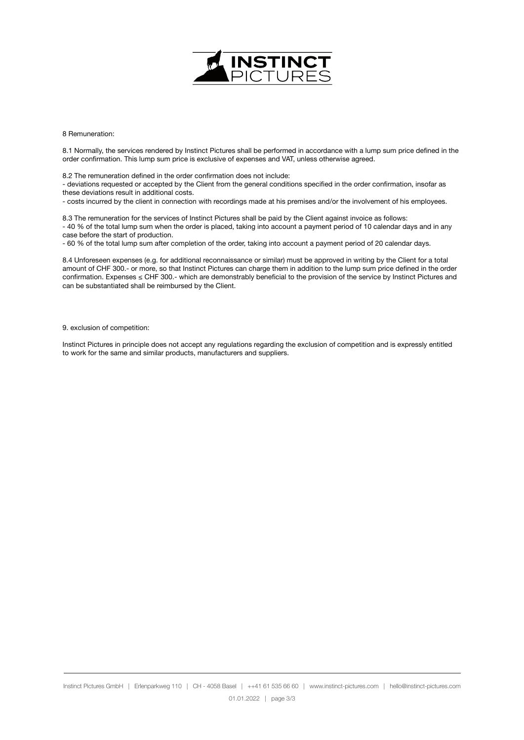8 Remuneration:

8.1 Normally, the services rendered by Instinct Pictures shall be performed in accordance with a lump sum price defined in the order confirmation. This lump sum price is exclusive of expenses and VAT, unless otherwise agreed.

8.2 The remuneration defined in the order confirmation does not include:
- deviations requested or accepted by the Client from the general conditions specified in the order confirmation, insofar as these deviations result in additional costs.
- costs incurred by the client in connection with recordings made at his premises and/or the involvement of his employees.

8.3 The remuneration for the services of Instinct Pictures shall be paid by the Client against invoice as follows:
- 40 % of the total lump sum when the order is placed, taking into account a payment period of 10 calendar days and in any case before the start of production.
- 60 % of the total lump sum after completion of the order, taking into account a payment period of 20 calendar days.

8.4 Unforeseen expenses (e.g. for additional reconnaissance or similar) must be approved in writing by the Client for a total amount of CHF 300.- or more, so that Instinct Pictures can charge them in addition to the lump sum price defined in the order confirmation. Expenses ≤ CHF 300.- which are demonstrably beneficial to the provision of the service by Instinct Pictures and can be substantiated shall be reimbursed by the Client.

9. exclusion of competition:

Instinct Pictures in principle does not accept any regulations regarding the exclusion of competition and is expressly entitled to work for the same and similar products, manufacturers and suppliers.